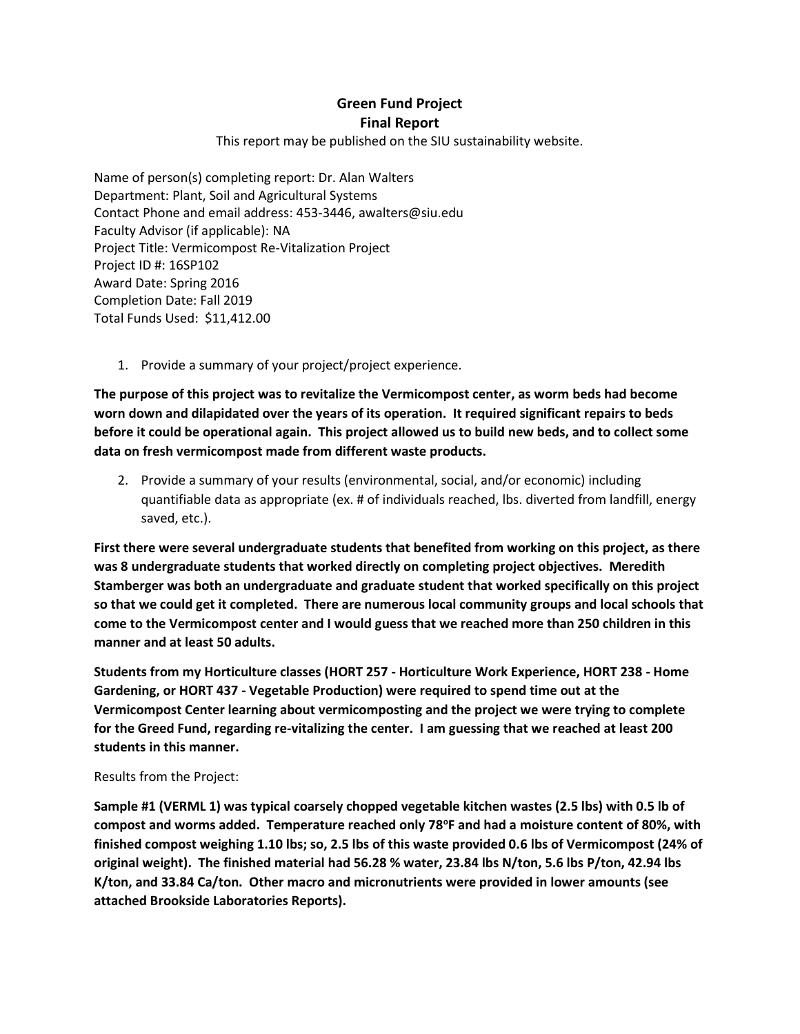# Green Fund Project
# Final Report

This report may be published on the SIU sustainability website.

Name of person(s) completing report: Dr. Alan Walters
Department: Plant, Soil and Agricultural Systems
Contact Phone and email address: 453-3446, awalters@siu.edu
Faculty Advisor (if applicable): NA
Project Title: Vermicompost Re-Vitalization Project
Project ID #: 16SP102
Award Date: Spring 2016
Completion Date: Fall 2019
Total Funds Used: $11,412.00

1. Provide a summary of your project/project experience.

**The purpose of this project was to revitalize the Vermicompost center, as worm beds had become worn down and dilapidated over the years of its operation. It required significant repairs to beds before it could be operational again. This project allowed us to build new beds, and to collect some data on fresh vermicompost made from different waste products.**

2. Provide a summary of your results (environmental, social, and/or economic) including quantifiable data as appropriate (ex. # of individuals reached, lbs. diverted from landfill, energy saved, etc.).

**First there were several undergraduate students that benefited from working on this project, as there was 8 undergraduate students that worked directly on completing project objectives. Meredith Stamberger was both an undergraduate and graduate student that worked specifically on this project so that we could get it completed. There are numerous local community groups and local schools that come to the Vermicompost center and I would guess that we reached more than 250 children in this manner and at least 50 adults.**

**Students from my Horticulture classes (HORT 257 - Horticulture Work Experience, HORT 238 - Home Gardening, or HORT 437 - Vegetable Production) were required to spend time out at the Vermicompost Center learning about vermicomposting and the project we were trying to complete for the Greed Fund, regarding re-vitalizing the center. I am guessing that we reached at least 200 students in this manner.**

Results from the Project:

**Sample #1 (VERML 1) was typical coarsely chopped vegetable kitchen wastes (2.5 lbs) with 0.5 lb of compost and worms added. Temperature reached only 78°F and had a moisture content of 80%, with finished compost weighing 1.10 lbs; so, 2.5 lbs of this waste provided 0.6 lbs of Vermicompost (24% of original weight). The finished material had 56.28 % water, 23.84 lbs N/ton, 5.6 lbs P/ton, 42.94 lbs K/ton, and 33.84 Ca/ton. Other macro and micronutrients were provided in lower amounts (see attached Brookside Laboratories Reports).**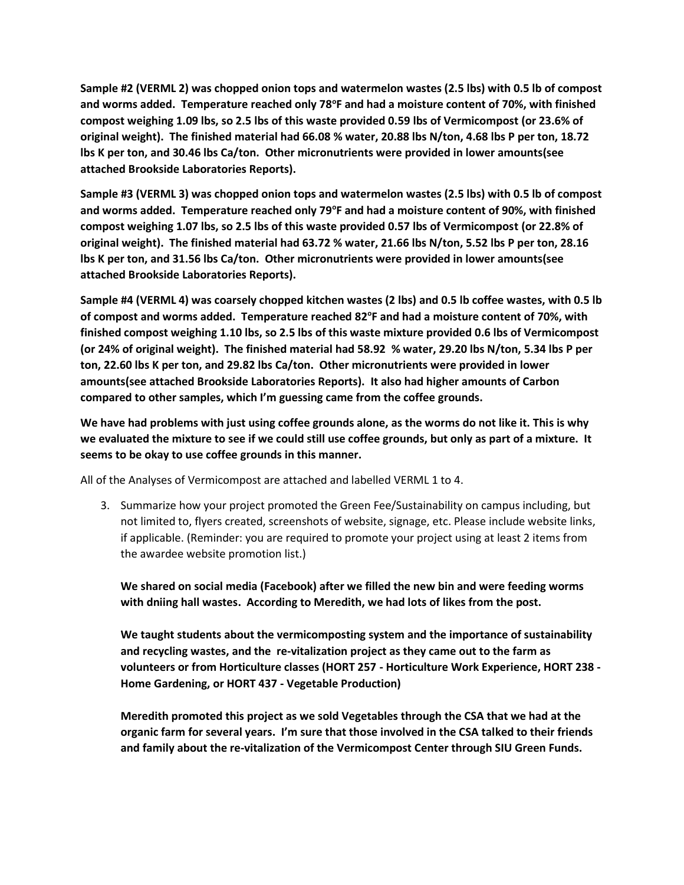**Sample #2 (VERML 2) was chopped onion tops and watermelon wastes (2.5 lbs) with 0.5 lb of compost and worms added. Temperature reached only 78°F and had a moisture content of 70%, with finished compost weighing 1.09 lbs, so 2.5 lbs of this waste provided 0.59 lbs of Vermicompost (or 23.6% of original weight). The finished material had 66.08 % water, 20.88 lbs N/ton, 4.68 lbs P per ton, 18.72 lbs K per ton, and 30.46 lbs Ca/ton. Other micronutrients were provided in lower amounts(see attached Brookside Laboratories Reports).**

**Sample #3 (VERML 3) was chopped onion tops and watermelon wastes (2.5 lbs) with 0.5 lb of compost and worms added. Temperature reached only 79°F and had a moisture content of 90%, with finished compost weighing 1.07 lbs, so 2.5 lbs of this waste provided 0.57 lbs of Vermicompost (or 22.8% of original weight). The finished material had 63.72 % water, 21.66 lbs N/ton, 5.52 lbs P per ton, 28.16 lbs K per ton, and 31.56 lbs Ca/ton. Other micronutrients were provided in lower amounts(see attached Brookside Laboratories Reports).**

**Sample #4 (VERML 4) was coarsely chopped kitchen wastes (2 lbs) and 0.5 lb coffee wastes, with 0.5 lb of compost and worms added. Temperature reached 82°F and had a moisture content of 70%, with finished compost weighing 1.10 lbs, so 2.5 lbs of this waste mixture provided 0.6 lbs of Vermicompost (or 24% of original weight). The finished material had 58.92 % water, 29.20 lbs N/ton, 5.34 lbs P per ton, 22.60 lbs K per ton, and 29.82 lbs Ca/ton. Other micronutrients were provided in lower amounts(see attached Brookside Laboratories Reports). It also had higher amounts of Carbon compared to other samples, which I'm guessing came from the coffee grounds.**

**We have had problems with just using coffee grounds alone, as the worms do not like it. This is why we evaluated the mixture to see if we could still use coffee grounds, but only as part of a mixture. It seems to be okay to use coffee grounds in this manner.**

All of the Analyses of Vermicompost are attached and labelled VERML 1 to 4.

3. Summarize how your project promoted the Green Fee/Sustainability on campus including, but not limited to, flyers created, screenshots of website, signage, etc. Please include website links, if applicable. (Reminder: you are required to promote your project using at least 2 items from the awardee website promotion list.)

   **We shared on social media (Facebook) after we filled the new bin and were feeding worms with dniing hall wastes. According to Meredith, we had lots of likes from the post.**

   **We taught students about the vermicomposting system and the importance of sustainability and recycling wastes, and the re-vitalization project as they came out to the farm as volunteers or from Horticulture classes (HORT 257 - Horticulture Work Experience, HORT 238 - Home Gardening, or HORT 437 - Vegetable Production)**

   **Meredith promoted this project as we sold Vegetables through the CSA that we had at the organic farm for several years. I'm sure that those involved in the CSA talked to their friends and family about the re-vitalization of the Vermicompost Center through SIU Green Funds.**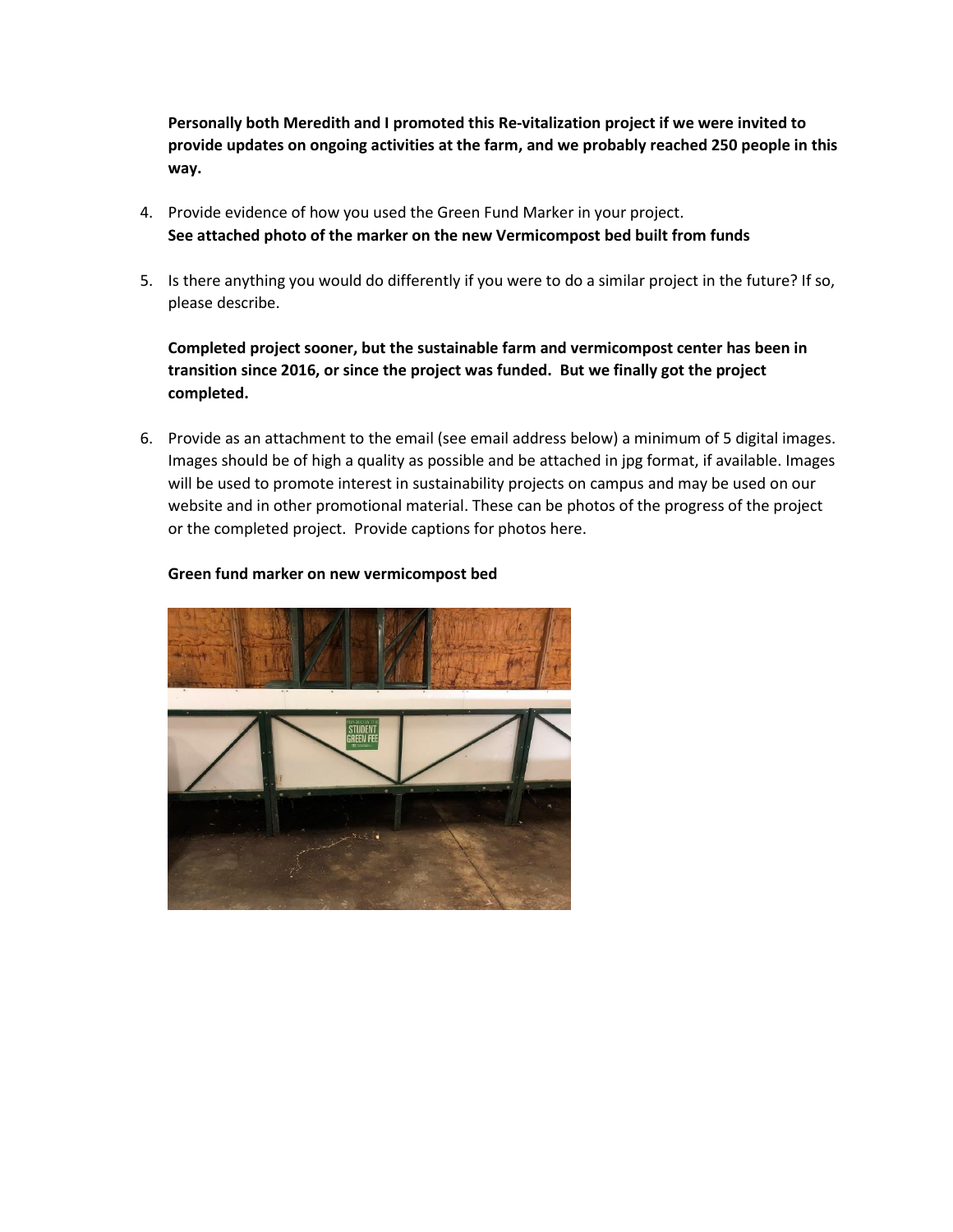**Personally both Meredith and I promoted this Re-vitalization project if we were invited to provide updates on ongoing activities at the farm, and we probably reached 250 people in this way.**

4. Provide evidence of how you used the Green Fund Marker in your project.
   **See attached photo of the marker on the new Vermicompost bed built from funds**

5. Is there anything you would do differently if you were to do a similar project in the future? If so, please describe.

   **Completed project sooner, but the sustainable farm and vermicompost center has been in transition since 2016, or since the project was funded. But we finally got the project completed.**

6. Provide as an attachment to the email (see email address below) a minimum of 5 digital images. Images should be of high a quality as possible and be attached in jpg format, if available. Images will be used to promote interest in sustainability projects on campus and may be used on our website and in other promotional material. These can be photos of the progress of the project or the completed project. Provide captions for photos here.

   **Green fund marker on new vermicompost bed**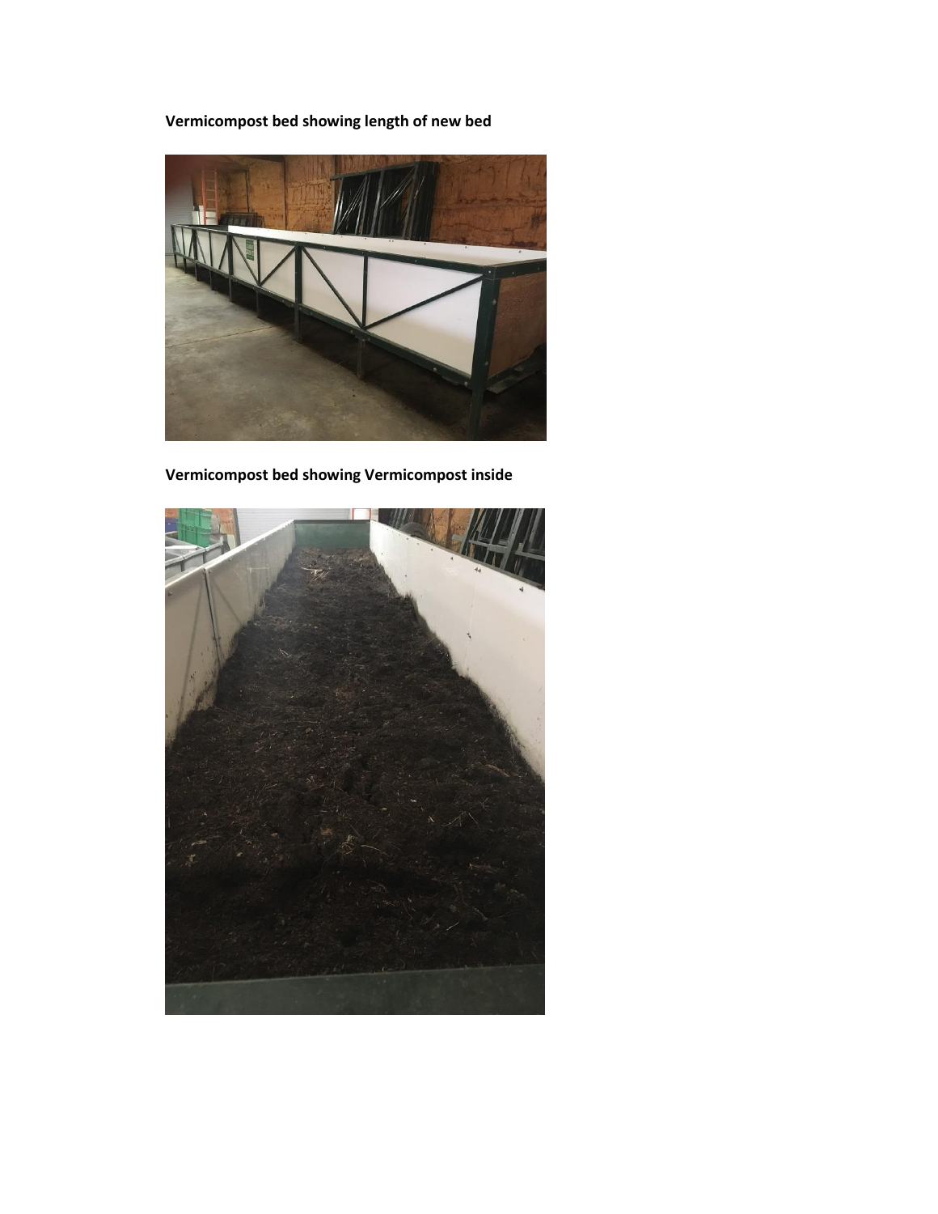**Vermicompost bed showing length of new bed**

**Vermicompost bed showing Vermicompost inside**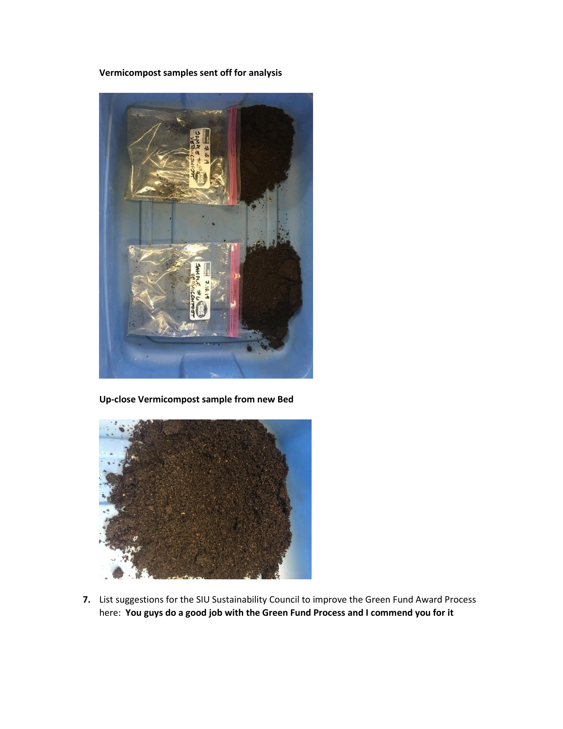**Vermicompost samples sent off for analysis**

**Up-close Vermicompost sample from new Bed**

7. List suggestions for the SIU Sustainability Council to improve the Green Fund Award Process here: **You guys do a good job with the Green Fund Process and I commend you for it**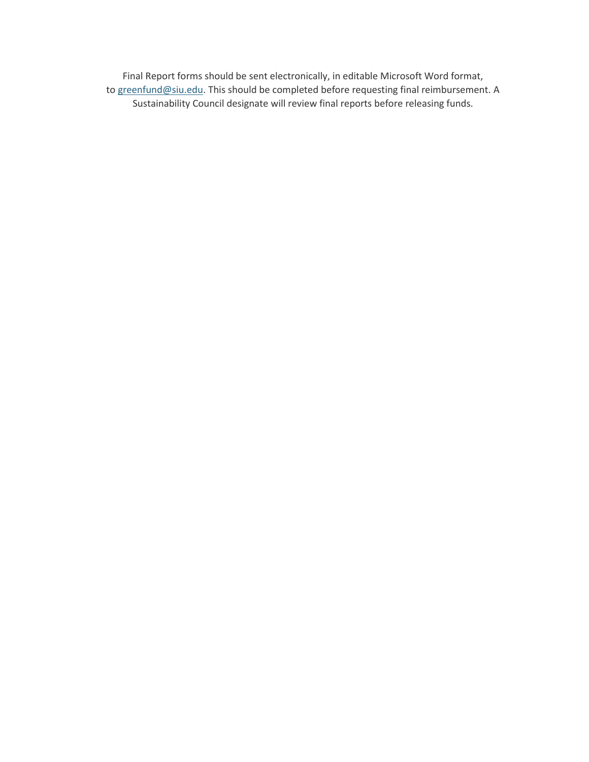Final Report forms should be sent electronically, in editable Microsoft Word format, to greenfund@siu.edu. This should be completed before requesting final reimbursement. A Sustainability Council designate will review final reports before releasing funds.